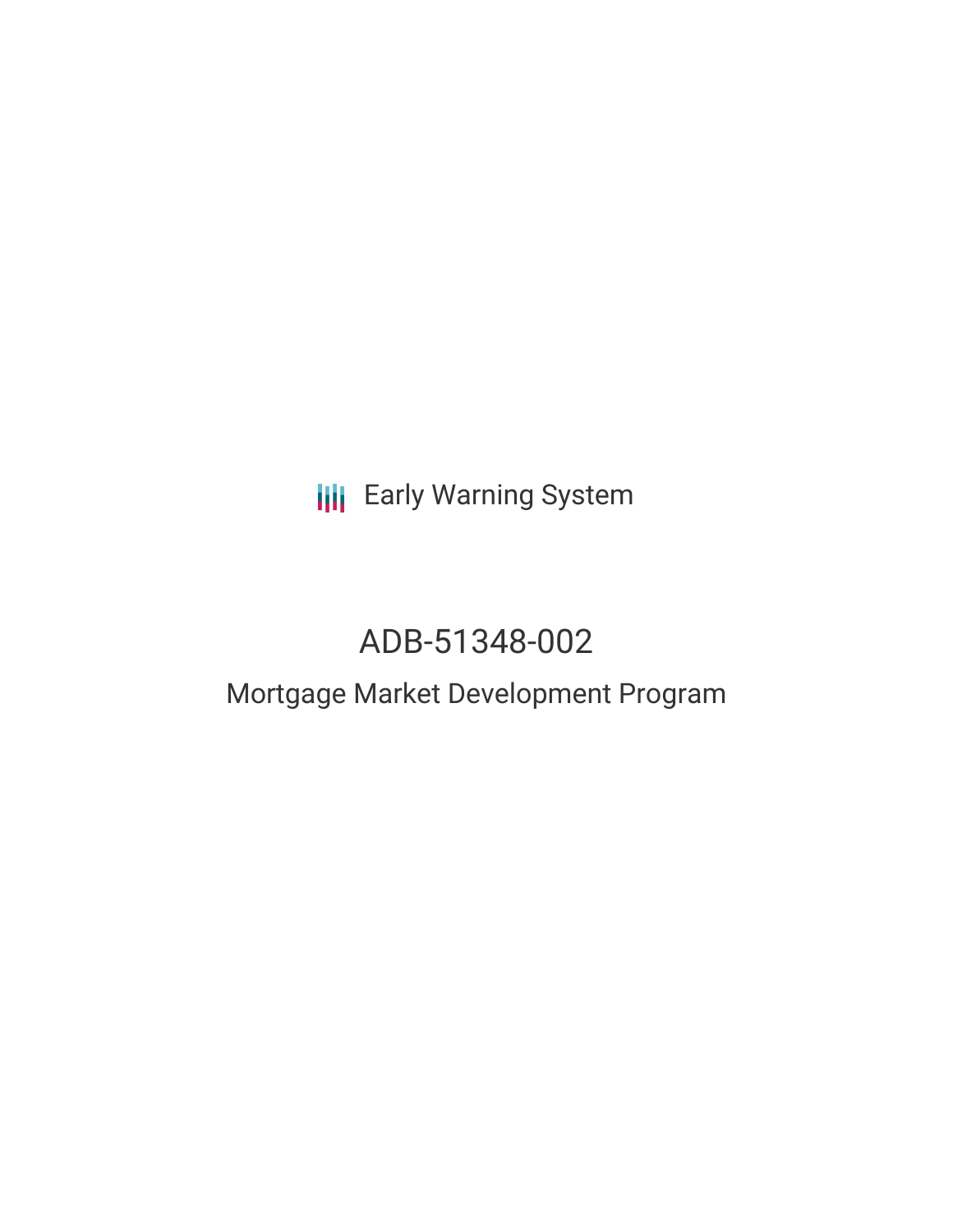Early Warning System

# ADB-51348-002

## Mortgage Market Development Program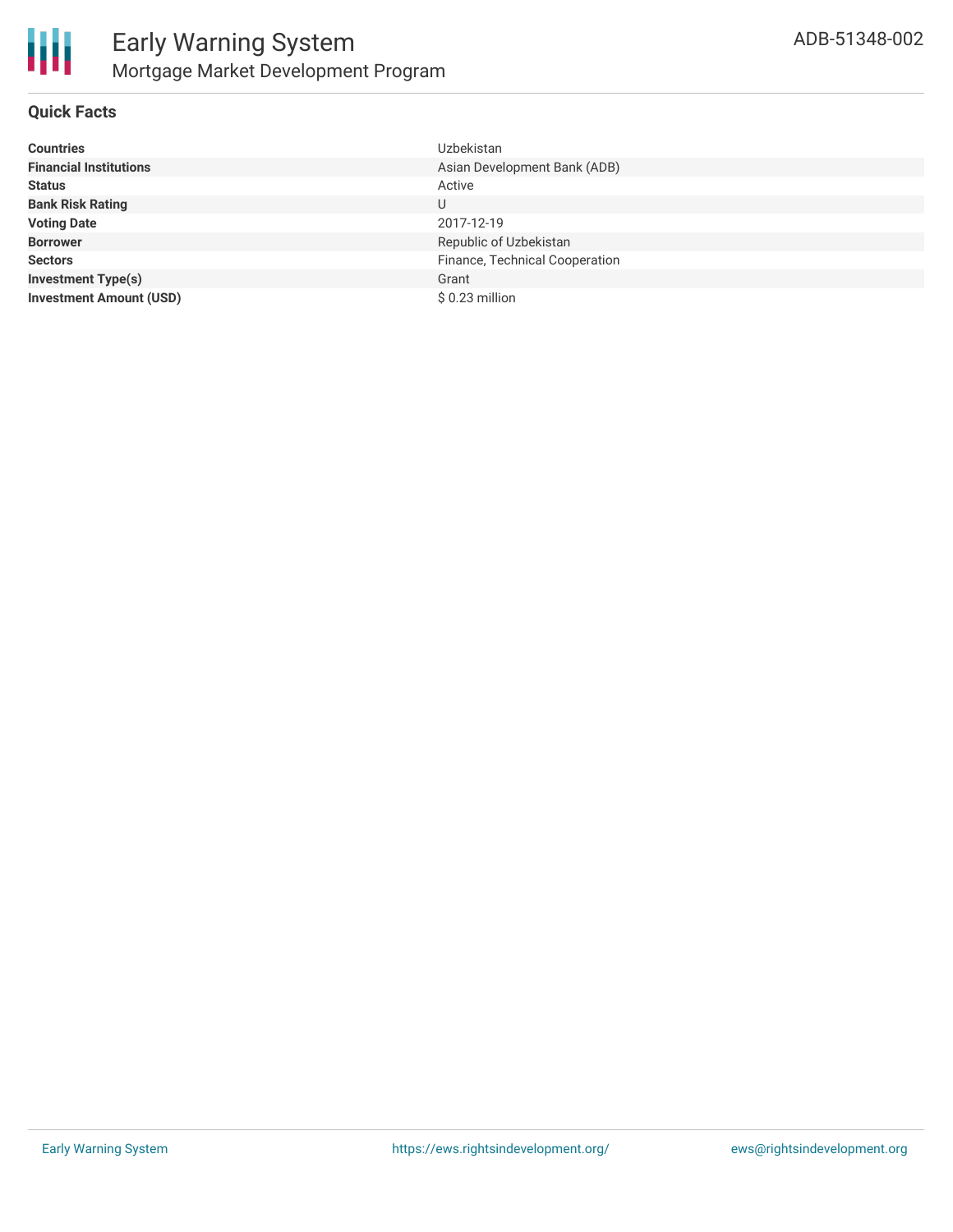# Early Warning System

## Mortgage Market Development Program

ADB-51348-002

### Quick Facts

| | |
|---|---|
| **Countries** | Uzbekistan |
| **Financial Institutions** | Asian Development Bank (ADB) |
| **Status** | Active |
| **Bank Risk Rating** | U |
| **Voting Date** | 2017-12-19 |
| **Borrower** | Republic of Uzbekistan |
| **Sectors** | Finance, Technical Cooperation |
| **Investment Type(s)** | Grant |
| **Investment Amount (USD)** | $ 0.23 million |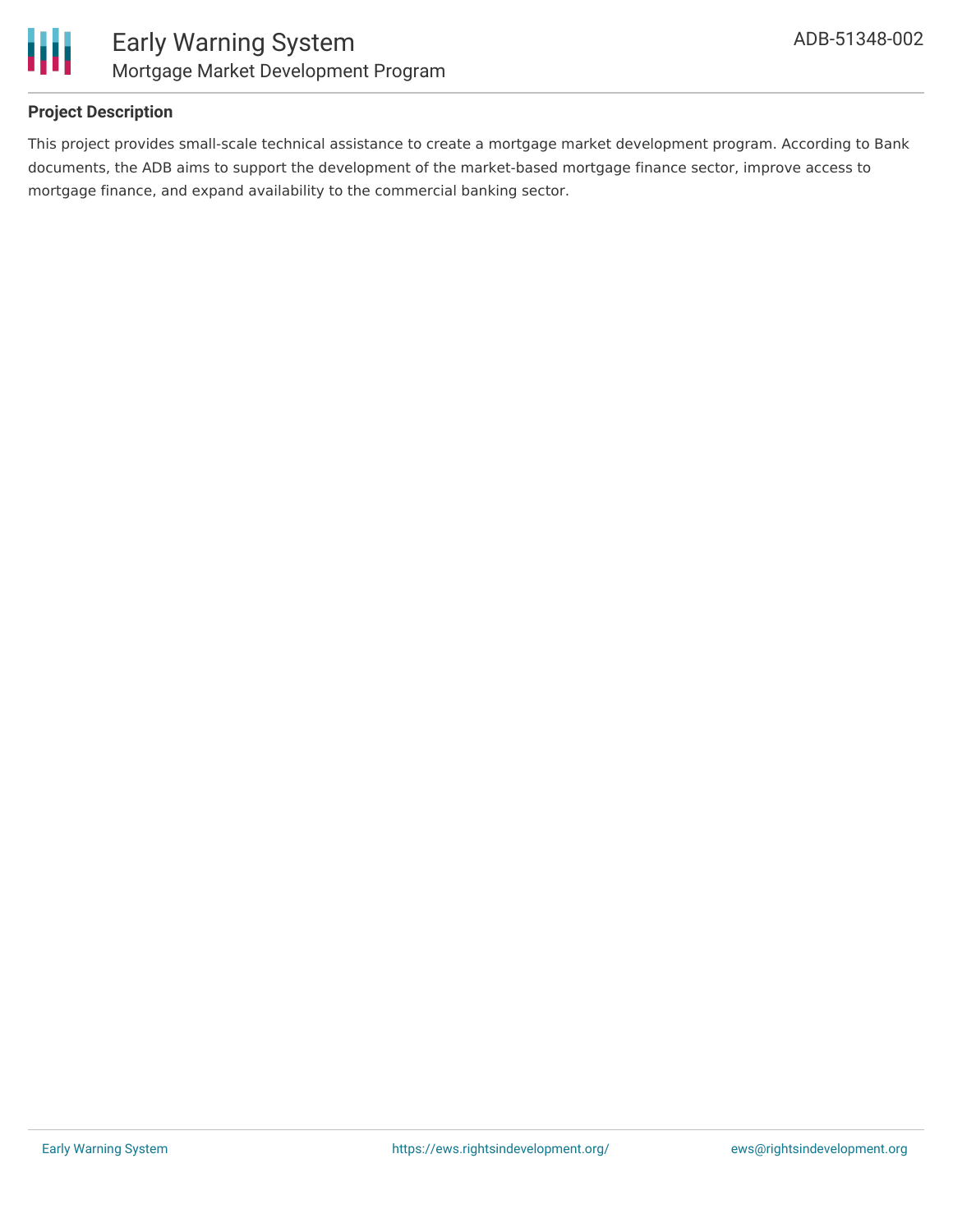## Project Description

This project provides small-scale technical assistance to create a mortgage market development program. According to Bank documents, the ADB aims to support the development of the market-based mortgage finance sector, improve access to mortgage finance, and expand availability to the commercial banking sector.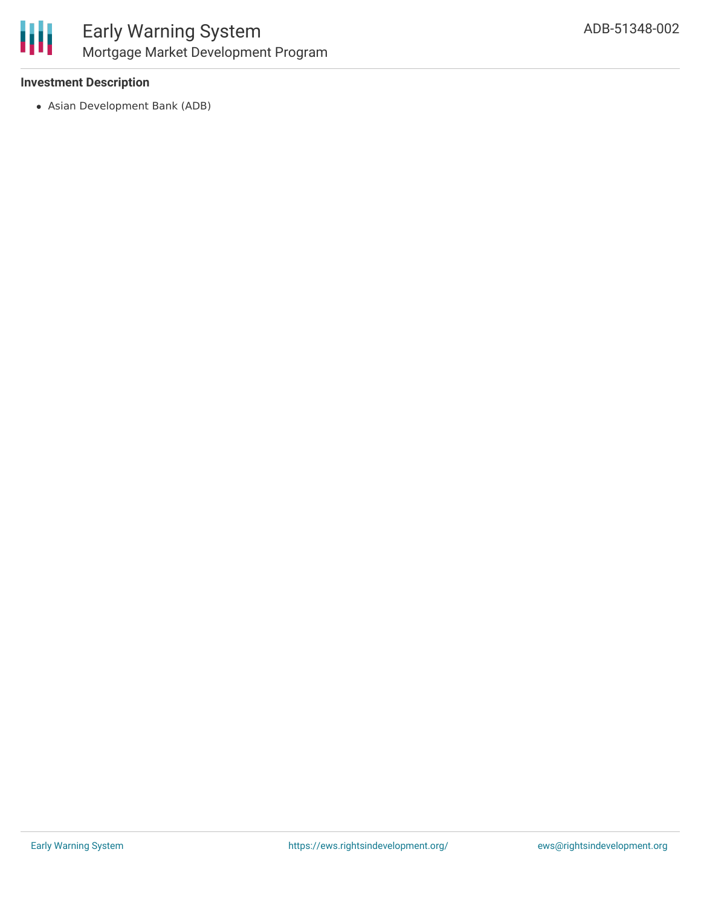### Investment Description

- Asian Development Bank (ADB)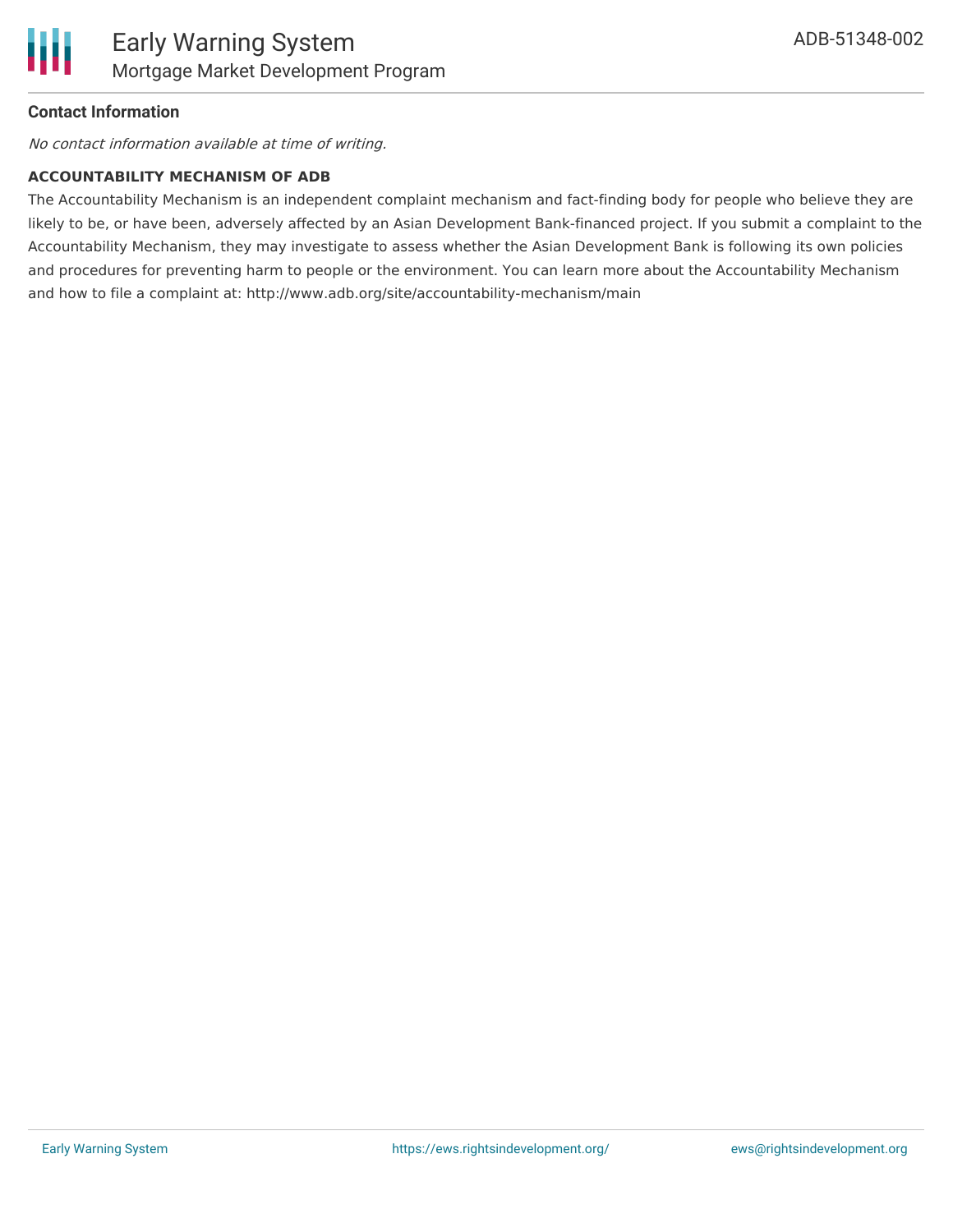**Contact Information**

*No contact information available at time of writing.*

**ACCOUNTABILITY MECHANISM OF ADB**

The Accountability Mechanism is an independent complaint mechanism and fact-finding body for people who believe they are likely to be, or have been, adversely affected by an Asian Development Bank-financed project. If you submit a complaint to the Accountability Mechanism, they may investigate to assess whether the Asian Development Bank is following its own policies and procedures for preventing harm to people or the environment. You can learn more about the Accountability Mechanism and how to file a complaint at: http://www.adb.org/site/accountability-mechanism/main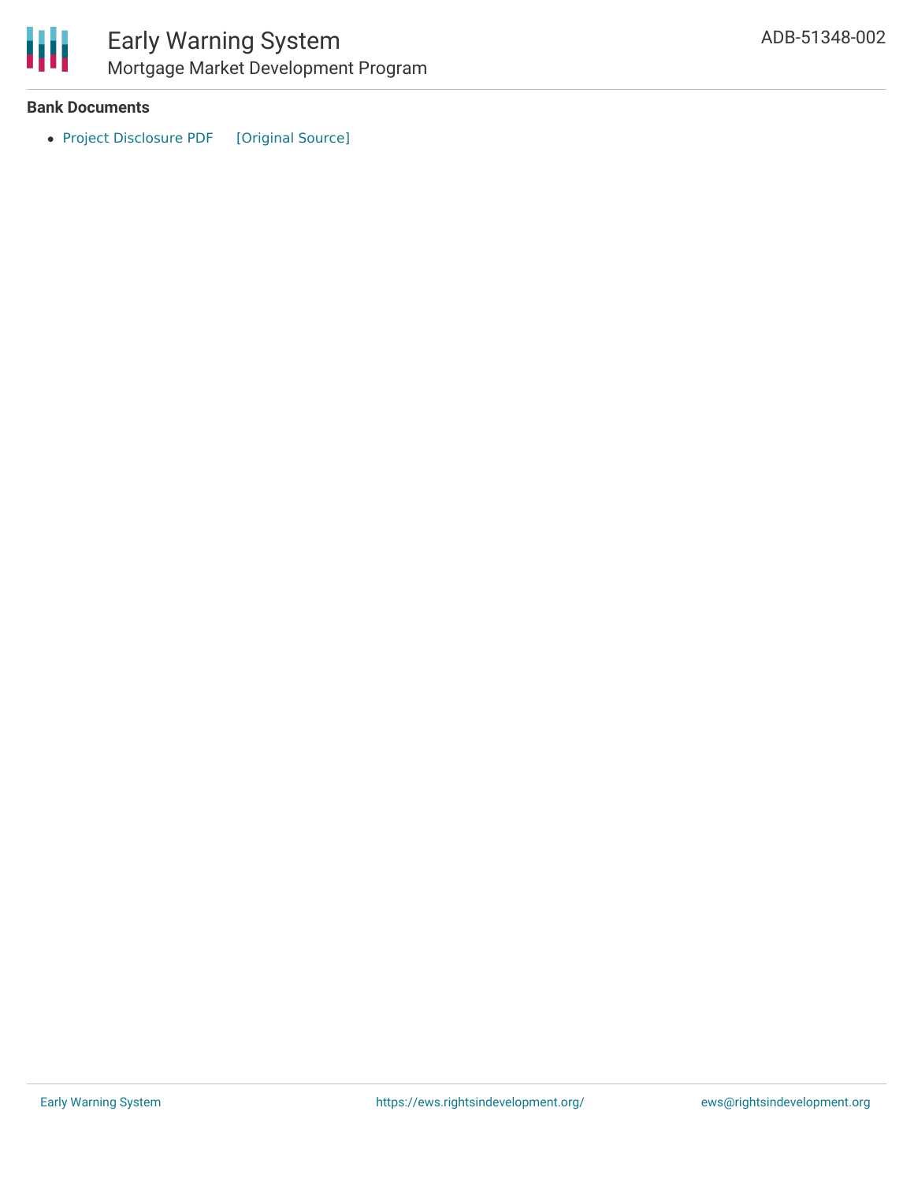**Bank Documents**

- Project Disclosure PDF [Original Source]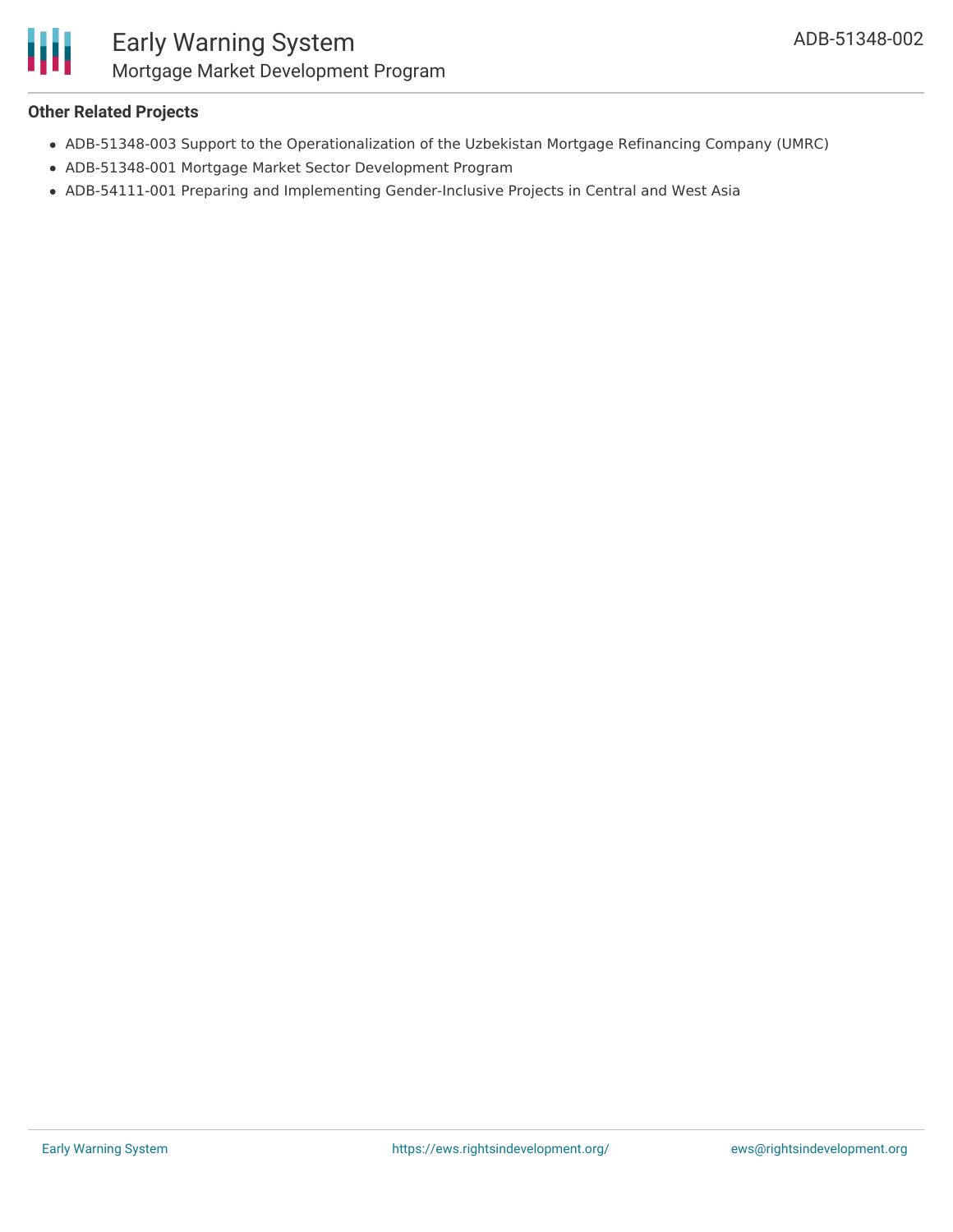**Other Related Projects**

- ADB-51348-003 Support to the Operationalization of the Uzbekistan Mortgage Refinancing Company (UMRC)
- ADB-51348-001 Mortgage Market Sector Development Program
- ADB-54111-001 Preparing and Implementing Gender-Inclusive Projects in Central and West Asia